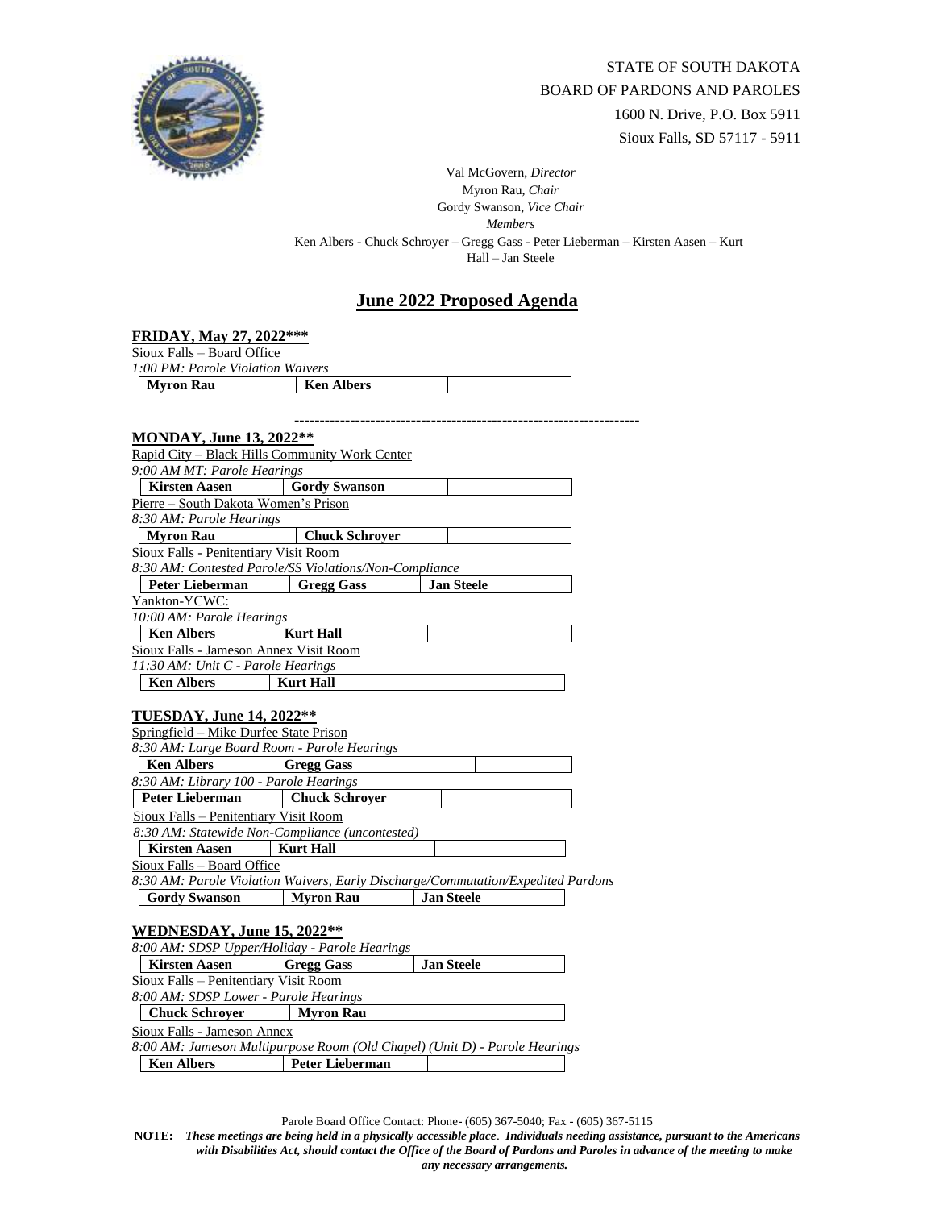STATE OF SOUTH DAKOTA
BOARD OF PARDONS AND PAROLES
1600 N. Drive, P.O. Box 5911
Sioux Falls, SD 57117 - 5911

Val McGovern, *Director*
Myron Rau, *Chair*
Gordy Swanson, *Vice Chair*
*Members*
Ken Albers - Chuck Schroyer – Gregg Gass - Peter Lieberman – Kirsten Aasen – Kurt Hall – Jan Steele

# June 2022 Proposed Agenda

**FRIDAY, May 27, 2022*****

Sioux Falls – Board Office
*1:00 PM: Parole Violation Waivers*

| **Myron Rau** | **Ken Albers** | |
|---|---|---|

---

**MONDAY, June 13, 2022****

Rapid City – Black Hills Community Work Center
*9:00 AM MT: Parole Hearings*

| **Kirsten Aasen** | **Gordy Swanson** | |
|---|---|---|

Pierre – South Dakota Women's Prison
*8:30 AM: Parole Hearings*

| **Myron Rau** | **Chuck Schroyer** | |
|---|---|---|

Sioux Falls - Penitentiary Visit Room
*8:30 AM: Contested Parole/SS Violations/Non-Compliance*

| **Peter Lieberman** | **Gregg Gass** | **Jan Steele** |
|---|---|---|

Yankton-YCWC:
*10:00 AM: Parole Hearings*

| **Ken Albers** | **Kurt Hall** | |
|---|---|---|

Sioux Falls - Jameson Annex Visit Room
*11:30 AM: Unit C - Parole Hearings*

| **Ken Albers** | **Kurt Hall** | |
|---|---|---|

**TUESDAY, June 14, 2022****

Springfield – Mike Durfee State Prison
*8:30 AM: Large Board Room - Parole Hearings*

| **Ken Albers** | **Gregg Gass** | |
|---|---|---|

*8:30 AM: Library 100 - Parole Hearings*

| **Peter Lieberman** | **Chuck Schroyer** | |
|---|---|---|

Sioux Falls – Penitentiary Visit Room
*8:30 AM: Statewide Non-Compliance (uncontested)*

| **Kirsten Aasen** | **Kurt Hall** | |
|---|---|---|

Sioux Falls – Board Office
*8:30 AM: Parole Violation Waivers, Early Discharge/Commutation/Expedited Pardons*

| **Gordy Swanson** | **Myron Rau** | **Jan Steele** |
|---|---|---|

**WEDNESDAY, June 15, 2022****

*8:00 AM: SDSP Upper/Holiday - Parole Hearings*

| **Kirsten Aasen** | **Gregg Gass** | **Jan Steele** |
|---|---|---|

Sioux Falls – Penitentiary Visit Room
*8:00 AM: SDSP Lower - Parole Hearings*

| **Chuck Schroyer** | **Myron Rau** | |
|---|---|---|

Sioux Falls - Jameson Annex
*8:00 AM: Jameson Multipurpose Room (Old Chapel) (Unit D) - Parole Hearings*

| **Ken Albers** | **Peter Lieberman** | |
|---|---|---|

Parole Board Office Contact: Phone- (605) 367-5040; Fax - (605) 367-5115

**NOTE:** ***These meetings are being held in a physically accessible place. Individuals needing assistance, pursuant to the Americans with Disabilities Act, should contact the Office of the Board of Pardons and Paroles in advance of the meeting to make any necessary arrangements.***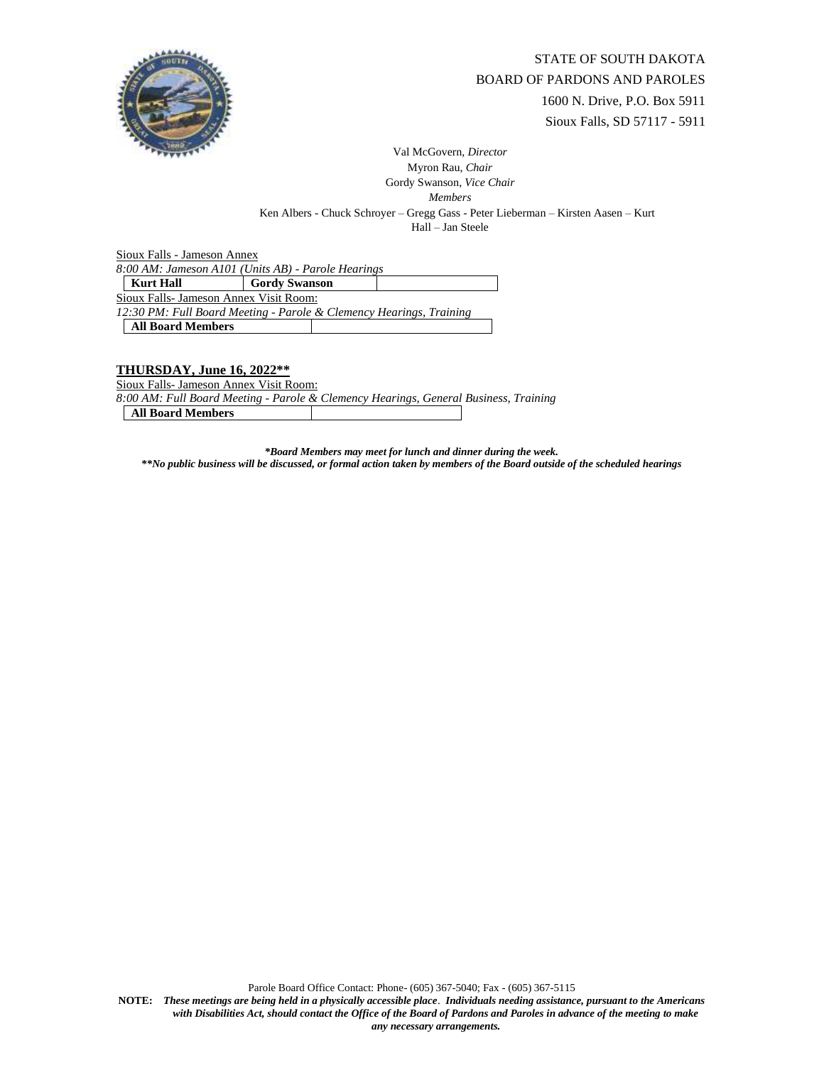STATE OF SOUTH DAKOTA
BOARD OF PARDONS AND PAROLES
1600 N. Drive, P.O. Box 5911
Sioux Falls, SD 57117 - 5911

Val McGovern, *Director*
Myron Rau, *Chair*
Gordy Swanson, *Vice Chair*
*Members*
Ken Albers - Chuck Schroyer – Gregg Gass - Peter Lieberman – Kirsten Aasen – Kurt Hall – Jan Steele

Sioux Falls - Jameson Annex

*8:00 AM: Jameson A101 (Units AB) - Parole Hearings*

| | | |
|---|---|---|
| **Kurt Hall** | **Gordy Swanson** | |

Sioux Falls- Jameson Annex Visit Room:

*12:30 PM: Full Board Meeting - Parole & Clemency Hearings, Training*

| | |
|---|---|
| **All Board Members** | |

**THURSDAY, June 16, 2022****

Sioux Falls- Jameson Annex Visit Room:

*8:00 AM: Full Board Meeting - Parole & Clemency Hearings, General Business, Training*

| | |
|---|---|
| **All Board Members** | |

***Board Members may meet for lunch and dinner during the week.***

*****No public business will be discussed, or formal action taken by members of the Board outside of the scheduled hearings***

Parole Board Office Contact: Phone- (605) 367-5040; Fax - (605) 367-5115

**NOTE:** ***These meetings are being held in a physically accessible place. Individuals needing assistance, pursuant to the Americans with Disabilities Act, should contact the Office of the Board of Pardons and Paroles in advance of the meeting to make any necessary arrangements.***